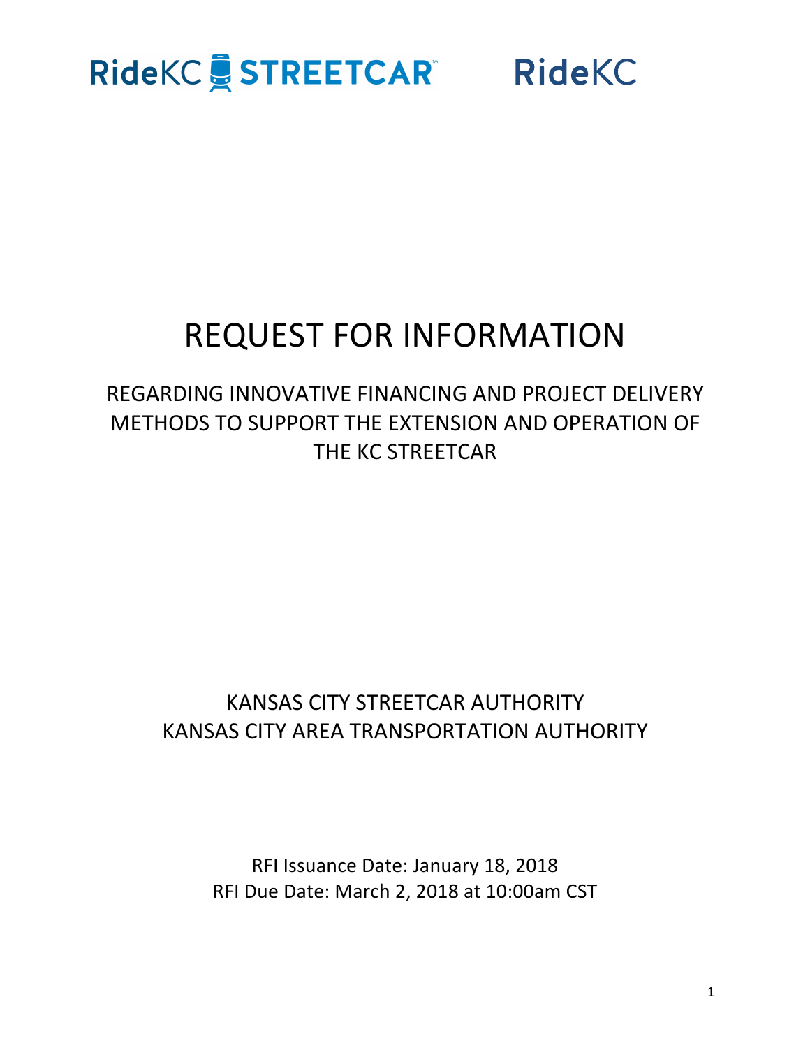RideKC STREETCAR RideKC

# REQUEST FOR INFORMATION

## REGARDING INNOVATIVE FINANCING AND PROJECT DELIVERY METHODS TO SUPPORT THE EXTENSION AND OPERATION OF THE KC STREETCAR

KANSAS CITY STREETCAR AUTHORITY
KANSAS CITY AREA TRANSPORTATION AUTHORITY

RFI Issuance Date: January 18, 2018
RFI Due Date: March 2, 2018 at 10:00am CST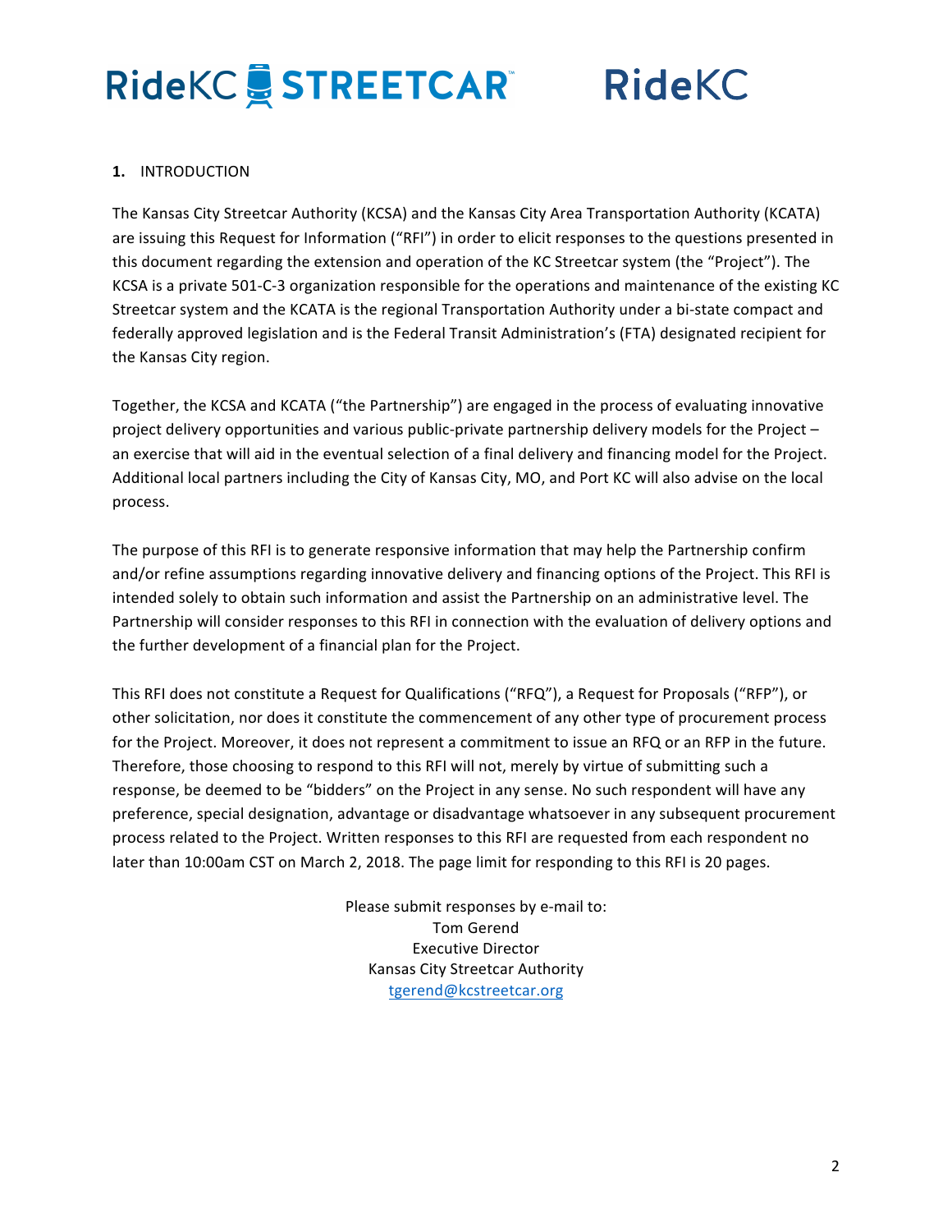## 1. INTRODUCTION

The Kansas City Streetcar Authority (KCSA) and the Kansas City Area Transportation Authority (KCATA) are issuing this Request for Information ("RFI") in order to elicit responses to the questions presented in this document regarding the extension and operation of the KC Streetcar system (the "Project"). The KCSA is a private 501-C-3 organization responsible for the operations and maintenance of the existing KC Streetcar system and the KCATA is the regional Transportation Authority under a bi-state compact and federally approved legislation and is the Federal Transit Administration's (FTA) designated recipient for the Kansas City region.

Together, the KCSA and KCATA ("the Partnership") are engaged in the process of evaluating innovative project delivery opportunities and various public-private partnership delivery models for the Project – an exercise that will aid in the eventual selection of a final delivery and financing model for the Project. Additional local partners including the City of Kansas City, MO, and Port KC will also advise on the local process.

The purpose of this RFI is to generate responsive information that may help the Partnership confirm and/or refine assumptions regarding innovative delivery and financing options of the Project. This RFI is intended solely to obtain such information and assist the Partnership on an administrative level. The Partnership will consider responses to this RFI in connection with the evaluation of delivery options and the further development of a financial plan for the Project.

This RFI does not constitute a Request for Qualifications ("RFQ"), a Request for Proposals ("RFP"), or other solicitation, nor does it constitute the commencement of any other type of procurement process for the Project. Moreover, it does not represent a commitment to issue an RFQ or an RFP in the future. Therefore, those choosing to respond to this RFI will not, merely by virtue of submitting such a response, be deemed to be "bidders" on the Project in any sense. No such respondent will have any preference, special designation, advantage or disadvantage whatsoever in any subsequent procurement process related to the Project. Written responses to this RFI are requested from each respondent no later than 10:00am CST on March 2, 2018. The page limit for responding to this RFI is 20 pages.

Please submit responses by e-mail to:
Tom Gerend
Executive Director
Kansas City Streetcar Authority
tgerend@kcstreetcar.org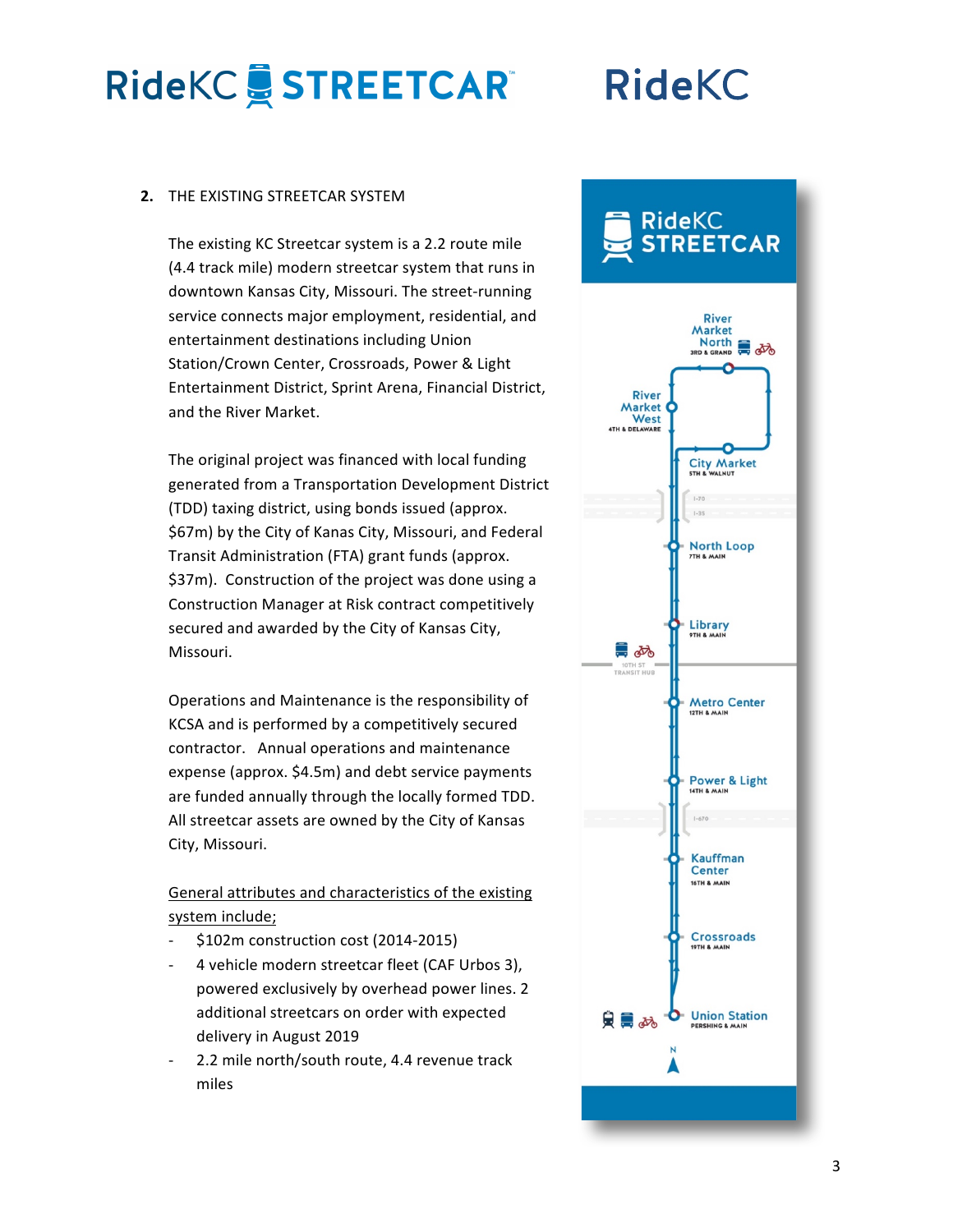## 2. THE EXISTING STREETCAR SYSTEM

The existing KC Streetcar system is a 2.2 route mile (4.4 track mile) modern streetcar system that runs in downtown Kansas City, Missouri. The street-running service connects major employment, residential, and entertainment destinations including Union Station/Crown Center, Crossroads, Power & Light Entertainment District, Sprint Arena, Financial District, and the River Market.

The original project was financed with local funding generated from a Transportation Development District (TDD) taxing district, using bonds issued (approx. $67m) by the City of Kanas City, Missouri, and Federal Transit Administration (FTA) grant funds (approx. $37m). Construction of the project was done using a Construction Manager at Risk contract competitively secured and awarded by the City of Kansas City, Missouri.

Operations and Maintenance is the responsibility of KCSA and is performed by a competitively secured contractor. Annual operations and maintenance expense (approx. $4.5m) and debt service payments are funded annually through the locally formed TDD. All streetcar assets are owned by the City of Kansas City, Missouri.

General attributes and characteristics of the existing system include;

- $102m construction cost (2014-2015)
- 4 vehicle modern streetcar fleet (CAF Urbos 3), powered exclusively by overhead power lines. 2 additional streetcars on order with expected delivery in August 2019
- 2.2 mile north/south route, 4.4 revenue track miles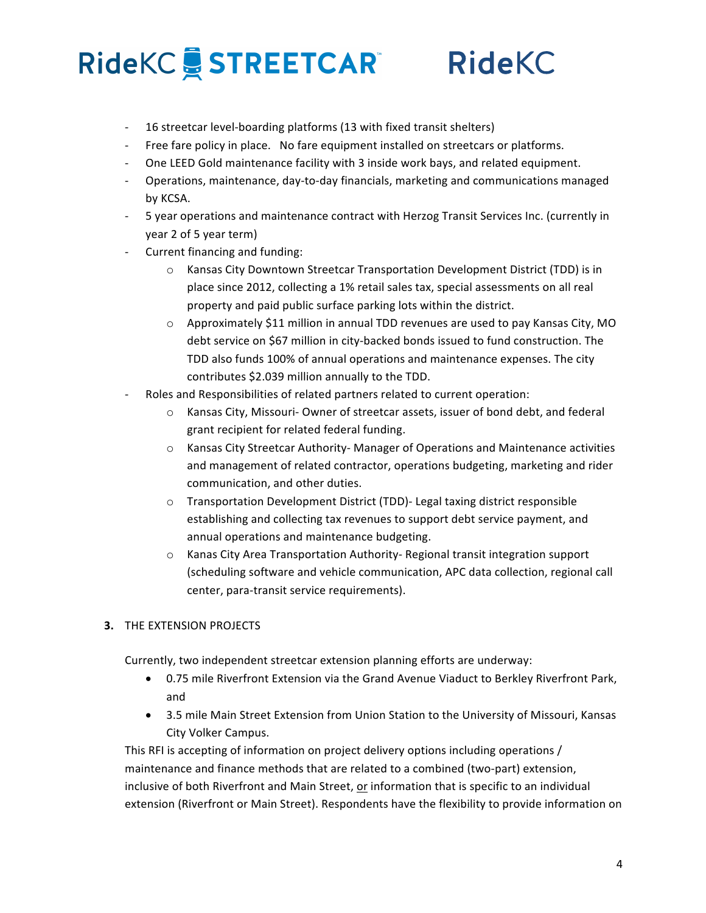- 16 streetcar level-boarding platforms (13 with fixed transit shelters)
- Free fare policy in place. No fare equipment installed on streetcars or platforms.
- One LEED Gold maintenance facility with 3 inside work bays, and related equipment.
- Operations, maintenance, day-to-day financials, marketing and communications managed by KCSA.
- 5 year operations and maintenance contract with Herzog Transit Services Inc. (currently in year 2 of 5 year term)
- Current financing and funding:
  - Kansas City Downtown Streetcar Transportation Development District (TDD) is in place since 2012, collecting a 1% retail sales tax, special assessments on all real property and paid public surface parking lots within the district.
  - Approximately $11 million in annual TDD revenues are used to pay Kansas City, MO debt service on $67 million in city-backed bonds issued to fund construction. The TDD also funds 100% of annual operations and maintenance expenses. The city contributes $2.039 million annually to the TDD.
- Roles and Responsibilities of related partners related to current operation:
  - Kansas City, Missouri- Owner of streetcar assets, issuer of bond debt, and federal grant recipient for related federal funding.
  - Kansas City Streetcar Authority- Manager of Operations and Maintenance activities and management of related contractor, operations budgeting, marketing and rider communication, and other duties.
  - Transportation Development District (TDD)- Legal taxing district responsible establishing and collecting tax revenues to support debt service payment, and annual operations and maintenance budgeting.
  - Kanas City Area Transportation Authority- Regional transit integration support (scheduling software and vehicle communication, APC data collection, regional call center, para-transit service requirements).

**3.** THE EXTENSION PROJECTS

Currently, two independent streetcar extension planning efforts are underway:

- 0.75 mile Riverfront Extension via the Grand Avenue Viaduct to Berkley Riverfront Park, and
- 3.5 mile Main Street Extension from Union Station to the University of Missouri, Kansas City Volker Campus.

This RFI is accepting of information on project delivery options including operations / maintenance and finance methods that are related to a combined (two-part) extension, inclusive of both Riverfront and Main Street, <u>or</u> information that is specific to an individual extension (Riverfront or Main Street). Respondents have the flexibility to provide information on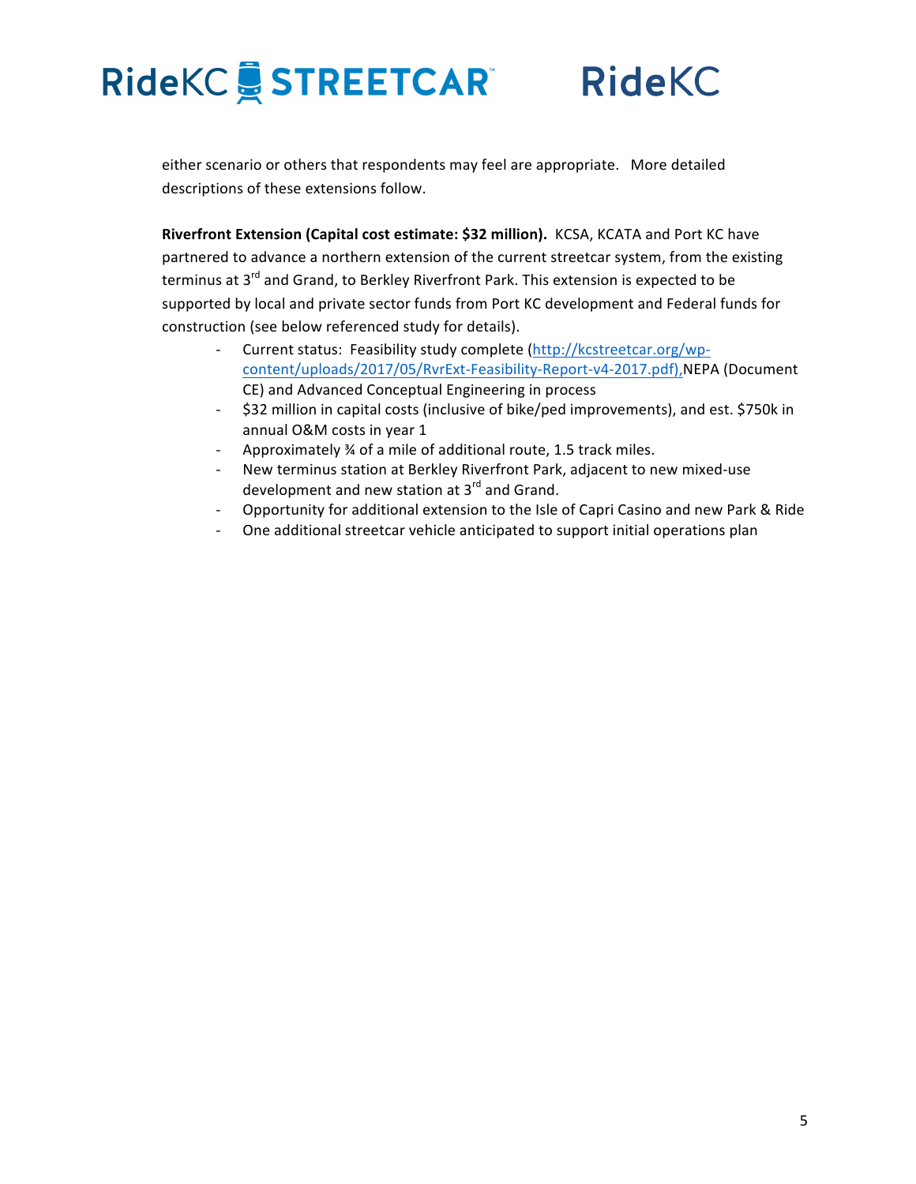either scenario or others that respondents may feel are appropriate. More detailed descriptions of these extensions follow.

**Riverfront Extension (Capital cost estimate: $32 million).** KCSA, KCATA and Port KC have partnered to advance a northern extension of the current streetcar system, from the existing terminus at 3rd and Grand, to Berkley Riverfront Park. This extension is expected to be supported by local and private sector funds from Port KC development and Federal funds for construction (see below referenced study for details).

- Current status: Feasibility study complete (http://kcstreetcar.org/wp-content/uploads/2017/05/RvrExt-Feasibility-Report-v4-2017.pdf),NEPA (Document CE) and Advanced Conceptual Engineering in process
- $32 million in capital costs (inclusive of bike/ped improvements), and est. $750k in annual O&M costs in year 1
- Approximately ¾ of a mile of additional route, 1.5 track miles.
- New terminus station at Berkley Riverfront Park, adjacent to new mixed-use development and new station at 3rd and Grand.
- Opportunity for additional extension to the Isle of Capri Casino and new Park & Ride
- One additional streetcar vehicle anticipated to support initial operations plan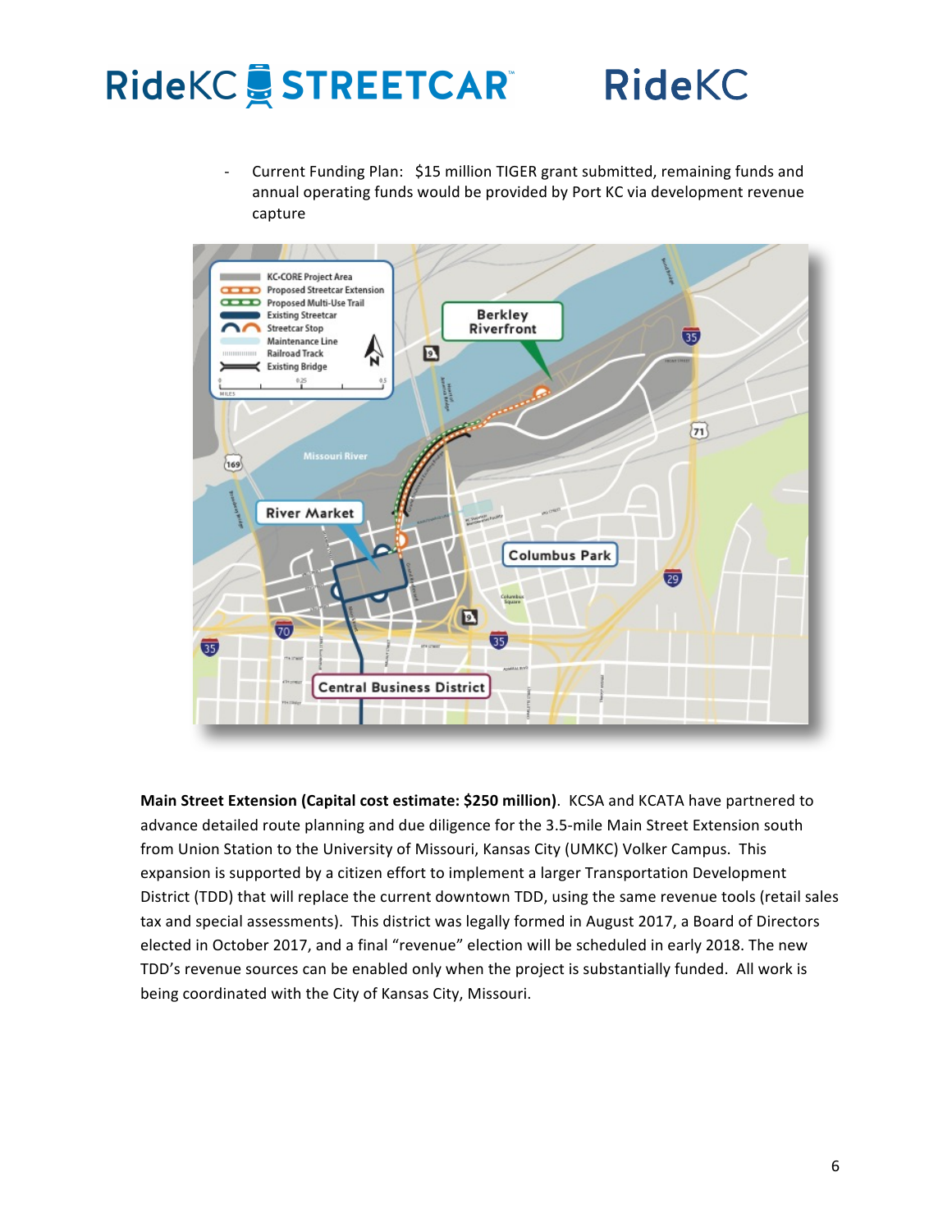- Current Funding Plan: $15 million TIGER grant submitted, remaining funds and annual operating funds would be provided by Port KC via development revenue capture

**Main Street Extension (Capital cost estimate: $250 million)**. KCSA and KCATA have partnered to advance detailed route planning and due diligence for the 3.5-mile Main Street Extension south from Union Station to the University of Missouri, Kansas City (UMKC) Volker Campus. This expansion is supported by a citizen effort to implement a larger Transportation Development District (TDD) that will replace the current downtown TDD, using the same revenue tools (retail sales tax and special assessments). This district was legally formed in August 2017, a Board of Directors elected in October 2017, and a final "revenue" election will be scheduled in early 2018. The new TDD's revenue sources can be enabled only when the project is substantially funded. All work is being coordinated with the City of Kansas City, Missouri.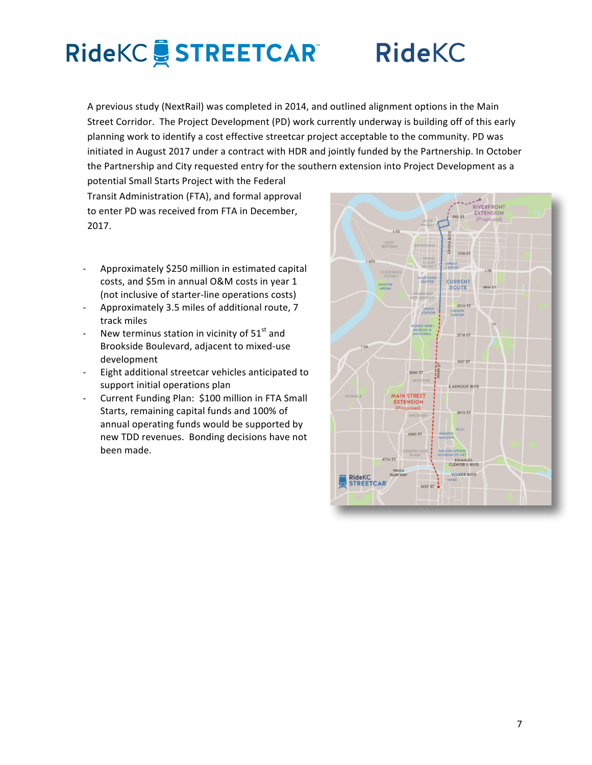A previous study (NextRail) was completed in 2014, and outlined alignment options in the Main Street Corridor. The Project Development (PD) work currently underway is building off of this early planning work to identify a cost effective streetcar project acceptable to the community. PD was initiated in August 2017 under a contract with HDR and jointly funded by the Partnership. In October the Partnership and City requested entry for the southern extension into Project Development as a potential Small Starts Project with the Federal Transit Administration (FTA), and formal approval to enter PD was received from FTA in December, 2017.

- Approximately $250 million in estimated capital costs, and $5m in annual O&M costs in year 1 (not inclusive of starter-line operations costs)
- Approximately 3.5 miles of additional route, 7 track miles
- New terminus station in vicinity of 51st and Brookside Boulevard, adjacent to mixed-use development
- Eight additional streetcar vehicles anticipated to support initial operations plan
- Current Funding Plan: $100 million in FTA Small Starts, remaining capital funds and 100% of annual operating funds would be supported by new TDD revenues. Bonding decisions have not been made.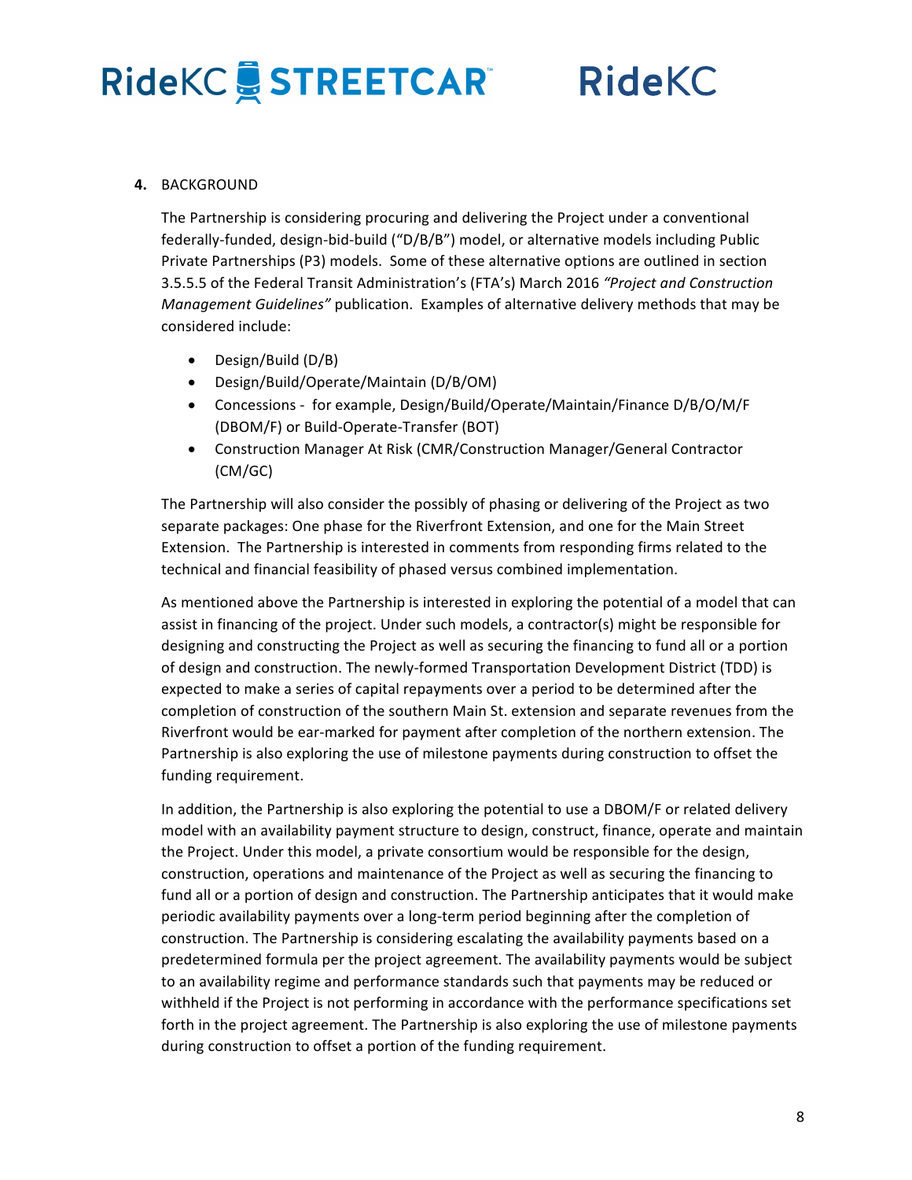## 4. BACKGROUND

The Partnership is considering procuring and delivering the Project under a conventional federally-funded, design-bid-build ("D/B/B") model, or alternative models including Public Private Partnerships (P3) models. Some of these alternative options are outlined in section 3.5.5.5 of the Federal Transit Administration's (FTA's) March 2016 *"Project and Construction Management Guidelines"* publication. Examples of alternative delivery methods that may be considered include:

- Design/Build (D/B)
- Design/Build/Operate/Maintain (D/B/OM)
- Concessions - for example, Design/Build/Operate/Maintain/Finance D/B/O/M/F (DBOM/F) or Build-Operate-Transfer (BOT)
- Construction Manager At Risk (CMR/Construction Manager/General Contractor (CM/GC)

The Partnership will also consider the possibly of phasing or delivering of the Project as two separate packages: One phase for the Riverfront Extension, and one for the Main Street Extension. The Partnership is interested in comments from responding firms related to the technical and financial feasibility of phased versus combined implementation.

As mentioned above the Partnership is interested in exploring the potential of a model that can assist in financing of the project. Under such models, a contractor(s) might be responsible for designing and constructing the Project as well as securing the financing to fund all or a portion of design and construction. The newly-formed Transportation Development District (TDD) is expected to make a series of capital repayments over a period to be determined after the completion of construction of the southern Main St. extension and separate revenues from the Riverfront would be ear-marked for payment after completion of the northern extension. The Partnership is also exploring the use of milestone payments during construction to offset the funding requirement.

In addition, the Partnership is also exploring the potential to use a DBOM/F or related delivery model with an availability payment structure to design, construct, finance, operate and maintain the Project. Under this model, a private consortium would be responsible for the design, construction, operations and maintenance of the Project as well as securing the financing to fund all or a portion of design and construction. The Partnership anticipates that it would make periodic availability payments over a long-term period beginning after the completion of construction. The Partnership is considering escalating the availability payments based on a predetermined formula per the project agreement. The availability payments would be subject to an availability regime and performance standards such that payments may be reduced or withheld if the Project is not performing in accordance with the performance specifications set forth in the project agreement. The Partnership is also exploring the use of milestone payments during construction to offset a portion of the funding requirement.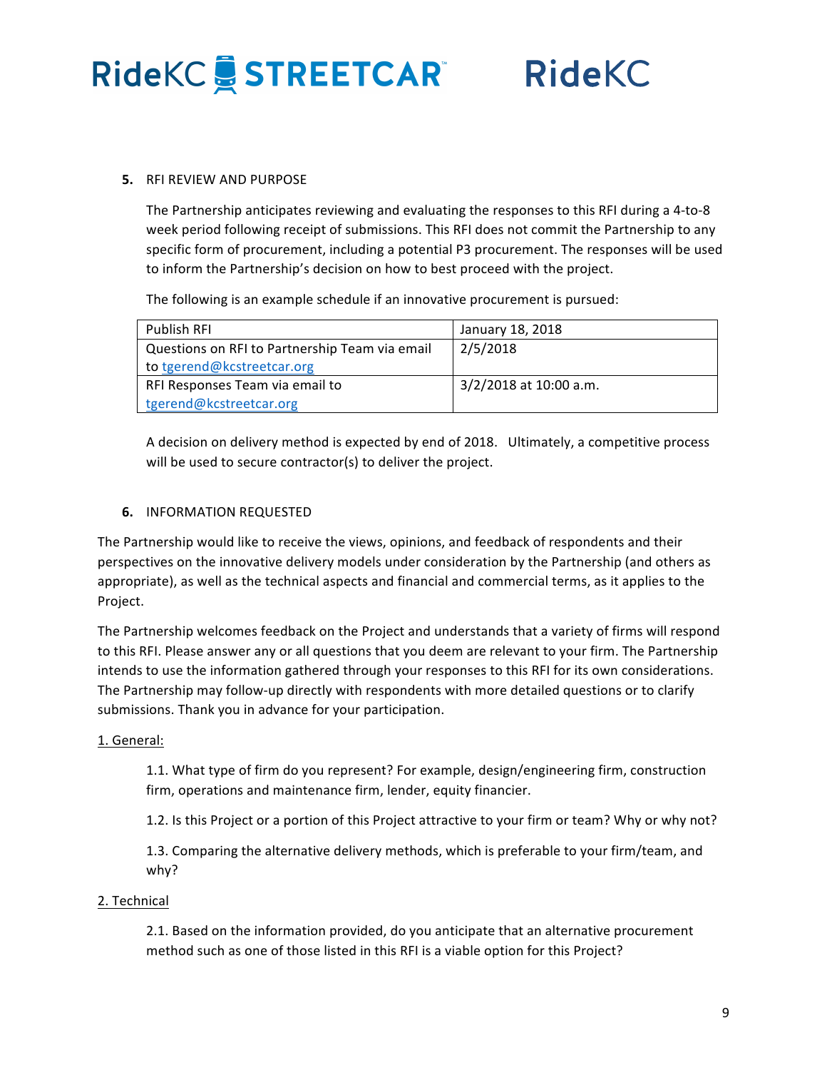**5.** RFI REVIEW AND PURPOSE

The Partnership anticipates reviewing and evaluating the responses to this RFI during a 4-to-8 week period following receipt of submissions. This RFI does not commit the Partnership to any specific form of procurement, including a potential P3 procurement. The responses will be used to inform the Partnership's decision on how to best proceed with the project.

The following is an example schedule if an innovative procurement is pursued:

| | |
|---|---|
| Publish RFI | January 18, 2018 |
| Questions on RFI to Partnership Team via email to tgerend@kcstreetcar.org | 2/5/2018 |
| RFI Responses Team via email to tgerend@kcstreetcar.org | 3/2/2018 at 10:00 a.m. |

A decision on delivery method is expected by end of 2018. Ultimately, a competitive process will be used to secure contractor(s) to deliver the project.

**6.** INFORMATION REQUESTED

The Partnership would like to receive the views, opinions, and feedback of respondents and their perspectives on the innovative delivery models under consideration by the Partnership (and others as appropriate), as well as the technical aspects and financial and commercial terms, as it applies to the Project.

The Partnership welcomes feedback on the Project and understands that a variety of firms will respond to this RFI. Please answer any or all questions that you deem are relevant to your firm. The Partnership intends to use the information gathered through your responses to this RFI for its own considerations. The Partnership may follow-up directly with respondents with more detailed questions or to clarify submissions. Thank you in advance for your participation.

1. General:

1.1. What type of firm do you represent? For example, design/engineering firm, construction firm, operations and maintenance firm, lender, equity financier.

1.2. Is this Project or a portion of this Project attractive to your firm or team? Why or why not?

1.3. Comparing the alternative delivery methods, which is preferable to your firm/team, and why?

2. Technical

2.1. Based on the information provided, do you anticipate that an alternative procurement method such as one of those listed in this RFI is a viable option for this Project?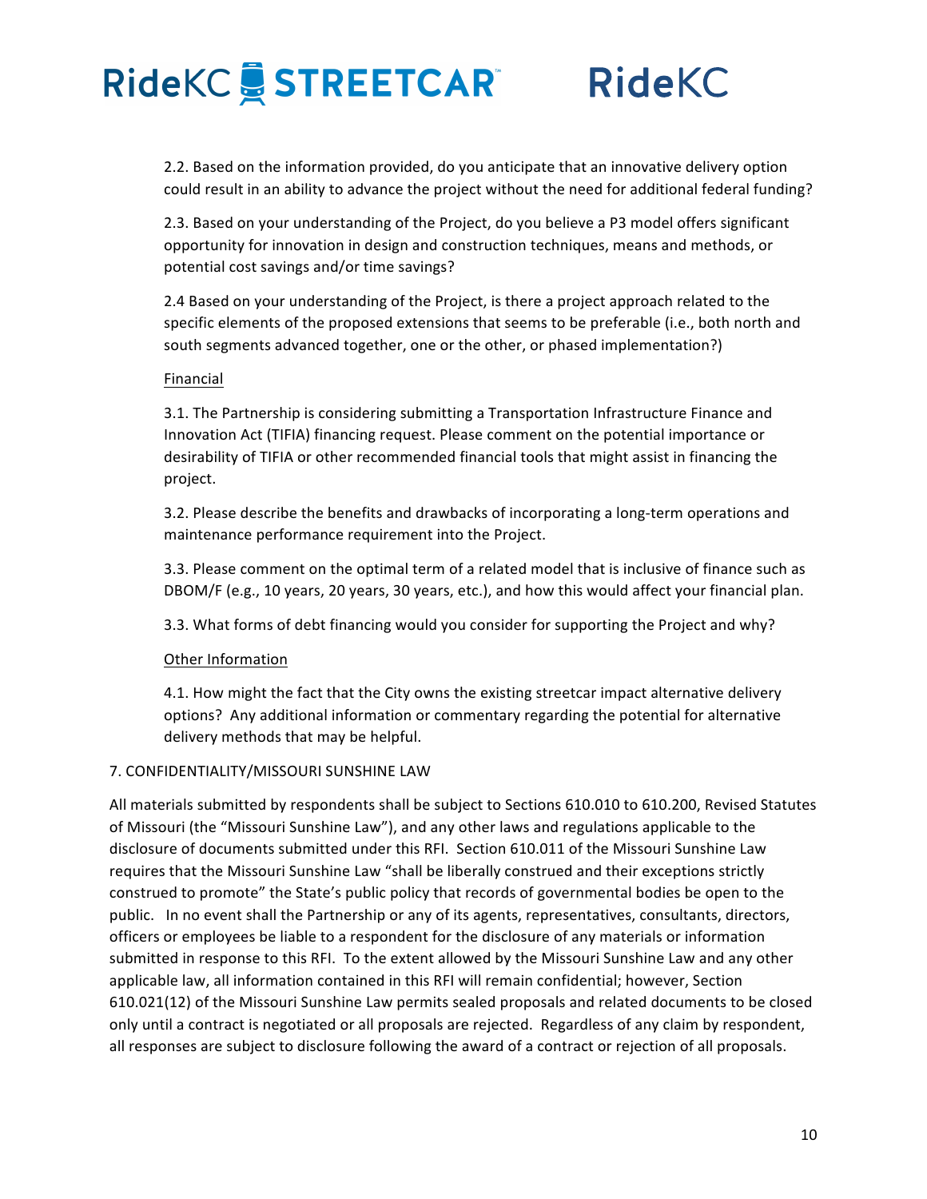2.2. Based on the information provided, do you anticipate that an innovative delivery option could result in an ability to advance the project without the need for additional federal funding?

2.3. Based on your understanding of the Project, do you believe a P3 model offers significant opportunity for innovation in design and construction techniques, means and methods, or potential cost savings and/or time savings?

2.4 Based on your understanding of the Project, is there a project approach related to the specific elements of the proposed extensions that seems to be preferable (i.e., both north and south segments advanced together, one or the other, or phased implementation?)

Financial

3.1. The Partnership is considering submitting a Transportation Infrastructure Finance and Innovation Act (TIFIA) financing request. Please comment on the potential importance or desirability of TIFIA or other recommended financial tools that might assist in financing the project.

3.2. Please describe the benefits and drawbacks of incorporating a long-term operations and maintenance performance requirement into the Project.

3.3. Please comment on the optimal term of a related model that is inclusive of finance such as DBOM/F (e.g., 10 years, 20 years, 30 years, etc.), and how this would affect your financial plan.

3.3. What forms of debt financing would you consider for supporting the Project and why?

Other Information

4.1. How might the fact that the City owns the existing streetcar impact alternative delivery options? Any additional information or commentary regarding the potential for alternative delivery methods that may be helpful.

## 7. CONFIDENTIALITY/MISSOURI SUNSHINE LAW

All materials submitted by respondents shall be subject to Sections 610.010 to 610.200, Revised Statutes of Missouri (the "Missouri Sunshine Law"), and any other laws and regulations applicable to the disclosure of documents submitted under this RFI. Section 610.011 of the Missouri Sunshine Law requires that the Missouri Sunshine Law "shall be liberally construed and their exceptions strictly construed to promote" the State's public policy that records of governmental bodies be open to the public. In no event shall the Partnership or any of its agents, representatives, consultants, directors, officers or employees be liable to a respondent for the disclosure of any materials or information submitted in response to this RFI. To the extent allowed by the Missouri Sunshine Law and any other applicable law, all information contained in this RFI will remain confidential; however, Section 610.021(12) of the Missouri Sunshine Law permits sealed proposals and related documents to be closed only until a contract is negotiated or all proposals are rejected. Regardless of any claim by respondent, all responses are subject to disclosure following the award of a contract or rejection of all proposals.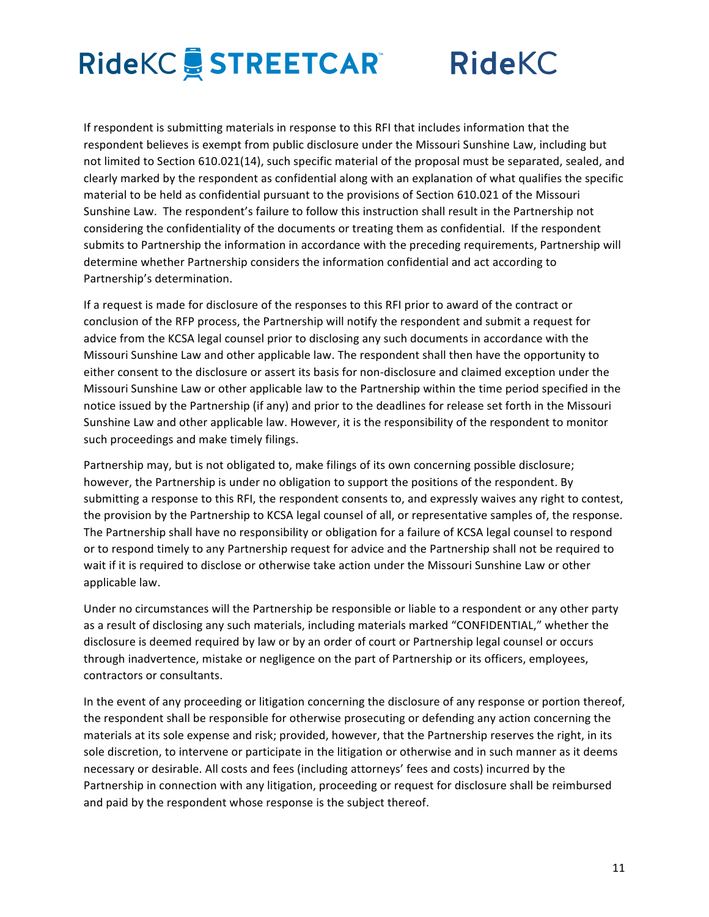If respondent is submitting materials in response to this RFI that includes information that the respondent believes is exempt from public disclosure under the Missouri Sunshine Law, including but not limited to Section 610.021(14), such specific material of the proposal must be separated, sealed, and clearly marked by the respondent as confidential along with an explanation of what qualifies the specific material to be held as confidential pursuant to the provisions of Section 610.021 of the Missouri Sunshine Law. The respondent's failure to follow this instruction shall result in the Partnership not considering the confidentiality of the documents or treating them as confidential. If the respondent submits to Partnership the information in accordance with the preceding requirements, Partnership will determine whether Partnership considers the information confidential and act according to Partnership's determination.

If a request is made for disclosure of the responses to this RFI prior to award of the contract or conclusion of the RFP process, the Partnership will notify the respondent and submit a request for advice from the KCSA legal counsel prior to disclosing any such documents in accordance with the Missouri Sunshine Law and other applicable law. The respondent shall then have the opportunity to either consent to the disclosure or assert its basis for non-disclosure and claimed exception under the Missouri Sunshine Law or other applicable law to the Partnership within the time period specified in the notice issued by the Partnership (if any) and prior to the deadlines for release set forth in the Missouri Sunshine Law and other applicable law. However, it is the responsibility of the respondent to monitor such proceedings and make timely filings.

Partnership may, but is not obligated to, make filings of its own concerning possible disclosure; however, the Partnership is under no obligation to support the positions of the respondent. By submitting a response to this RFI, the respondent consents to, and expressly waives any right to contest, the provision by the Partnership to KCSA legal counsel of all, or representative samples of, the response. The Partnership shall have no responsibility or obligation for a failure of KCSA legal counsel to respond or to respond timely to any Partnership request for advice and the Partnership shall not be required to wait if it is required to disclose or otherwise take action under the Missouri Sunshine Law or other applicable law.

Under no circumstances will the Partnership be responsible or liable to a respondent or any other party as a result of disclosing any such materials, including materials marked "CONFIDENTIAL," whether the disclosure is deemed required by law or by an order of court or Partnership legal counsel or occurs through inadvertence, mistake or negligence on the part of Partnership or its officers, employees, contractors or consultants.

In the event of any proceeding or litigation concerning the disclosure of any response or portion thereof, the respondent shall be responsible for otherwise prosecuting or defending any action concerning the materials at its sole expense and risk; provided, however, that the Partnership reserves the right, in its sole discretion, to intervene or participate in the litigation or otherwise and in such manner as it deems necessary or desirable. All costs and fees (including attorneys' fees and costs) incurred by the Partnership in connection with any litigation, proceeding or request for disclosure shall be reimbursed and paid by the respondent whose response is the subject thereof.